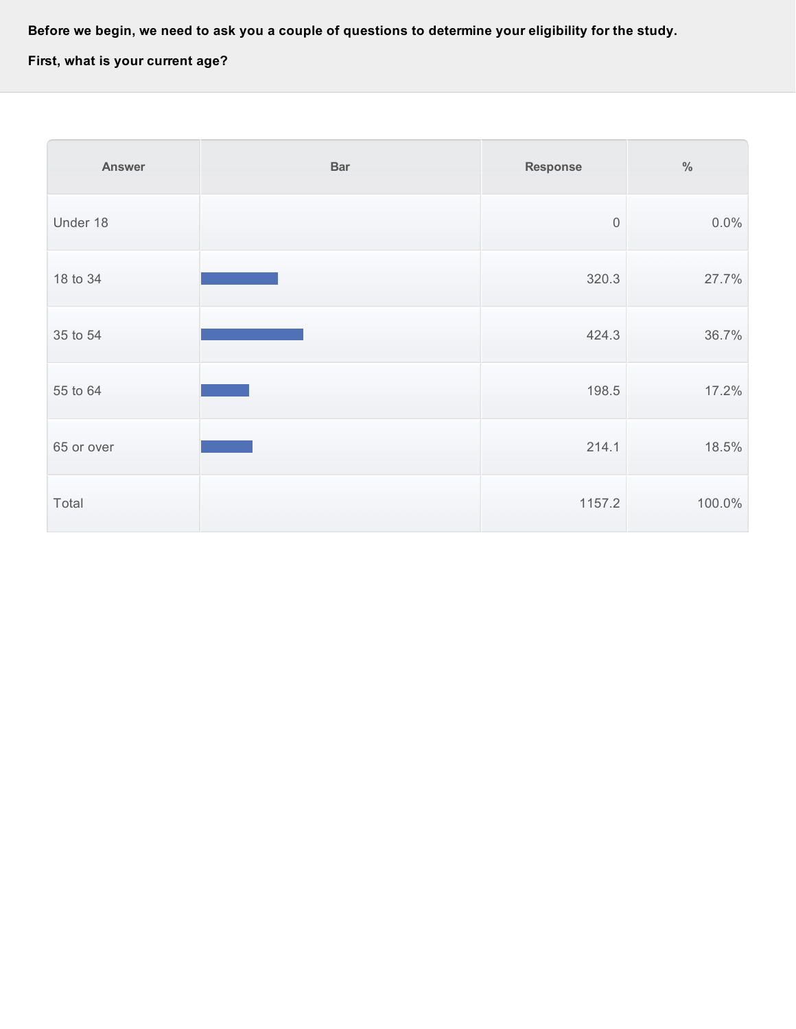**Before we begin, we need to ask you a couple of questions to determine your eligibility for the study.**

**First, what is your current age?**

| Answer | Bar | Response | % |
|---|---|---|---|
| Under 18 | | 0 | 0.0% |
| 18 to 34 | | 320.3 | 27.7% |
| 35 to 54 | | 424.3 | 36.7% |
| 55 to 64 | | 198.5 | 17.2% |
| 65 or over | | 214.1 | 18.5% |
| Total | | 1157.2 | 100.0% |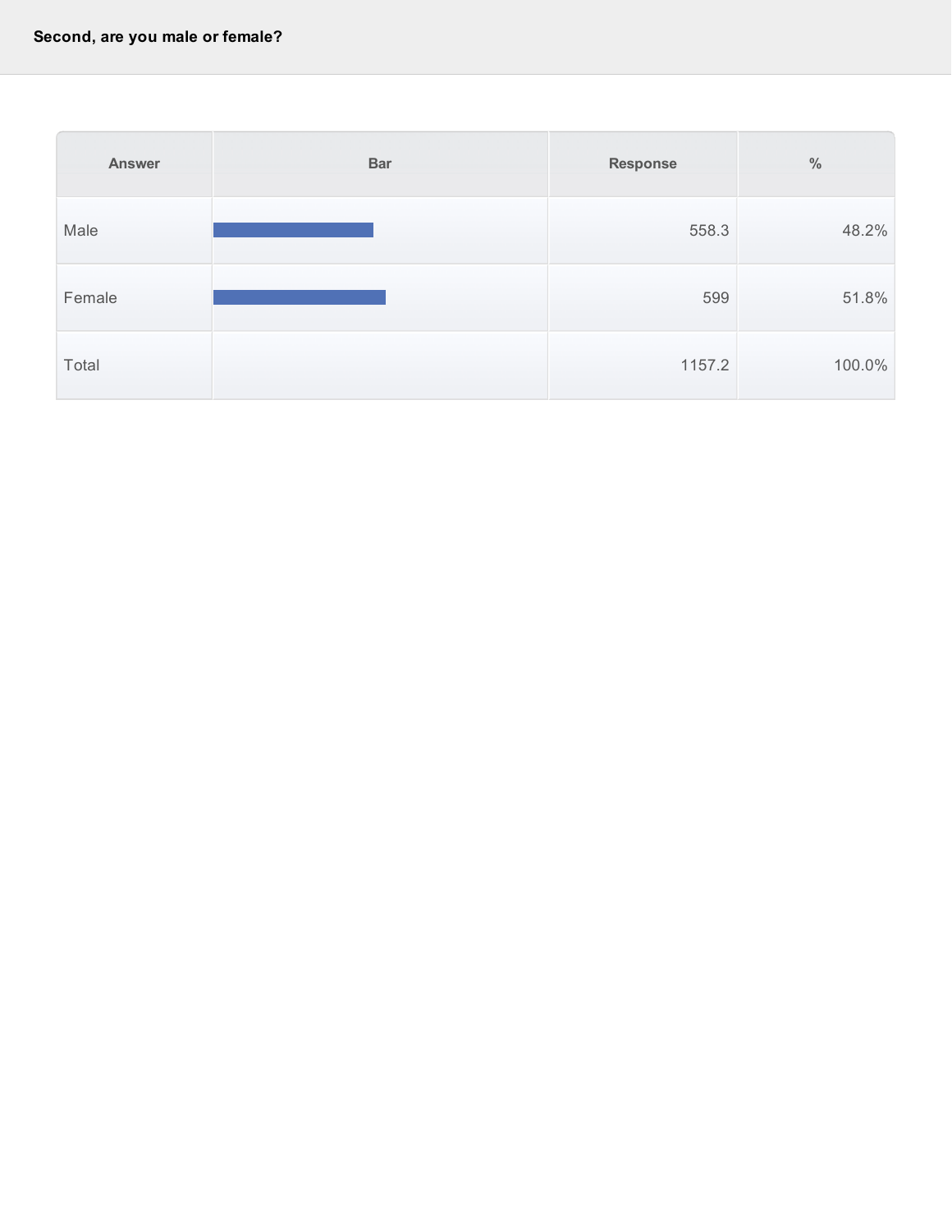**Second, are you male or female?**

| Answer | Bar | Response | % |
|---|---|---|---|
| Male | | 558.3 | 48.2% |
| Female | | 599 | 51.8% |
| Total | | 1157.2 | 100.0% |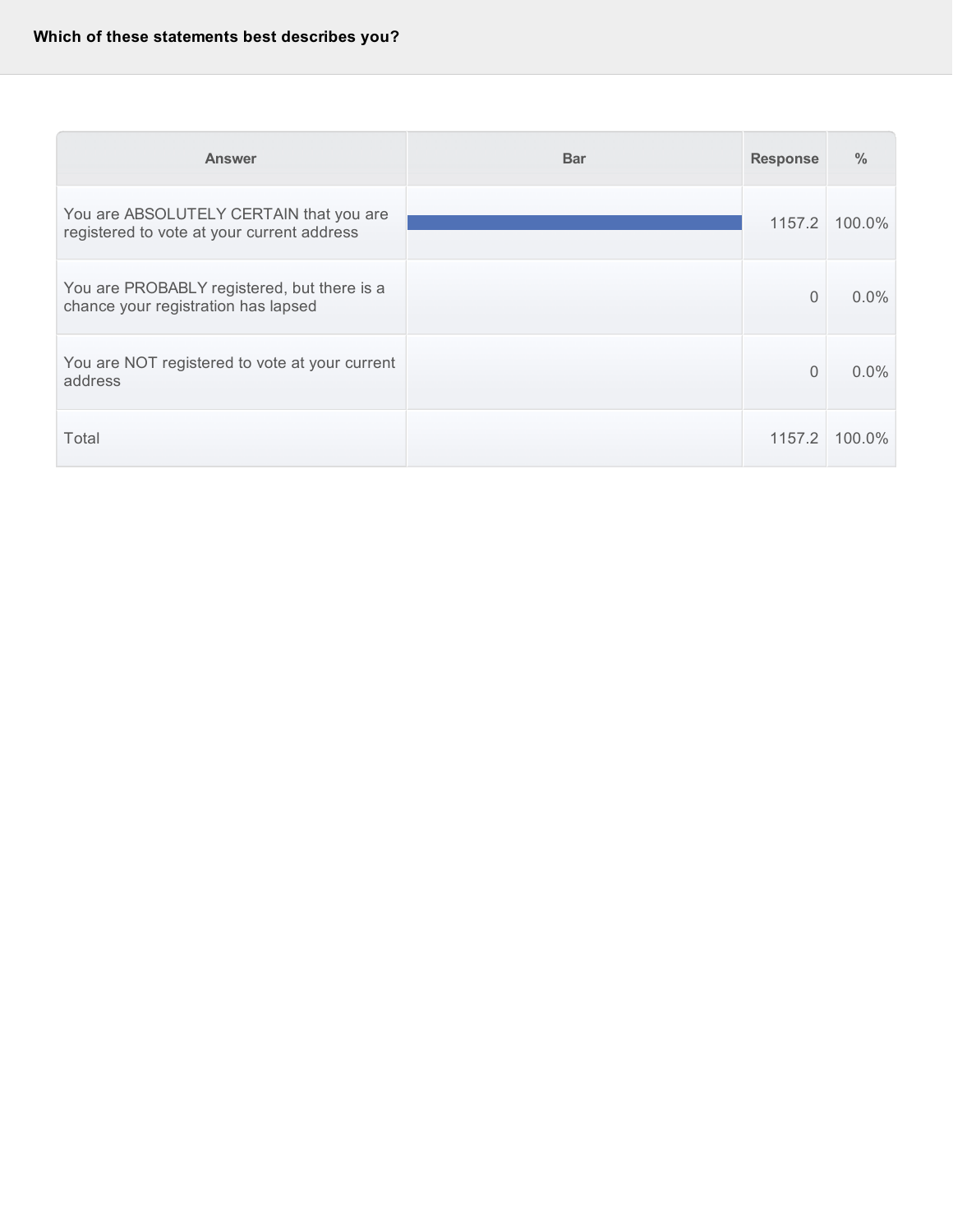**Which of these statements best describes you?**

| Answer | Bar | Response | % |
|---|---|---|---|
| You are ABSOLUTELY CERTAIN that you are registered to vote at your current address | | 1157.2 | 100.0% |
| You are PROBABLY registered, but there is a chance your registration has lapsed | | 0 | 0.0% |
| You are NOT registered to vote at your current address | | 0 | 0.0% |
| Total | | 1157.2 | 100.0% |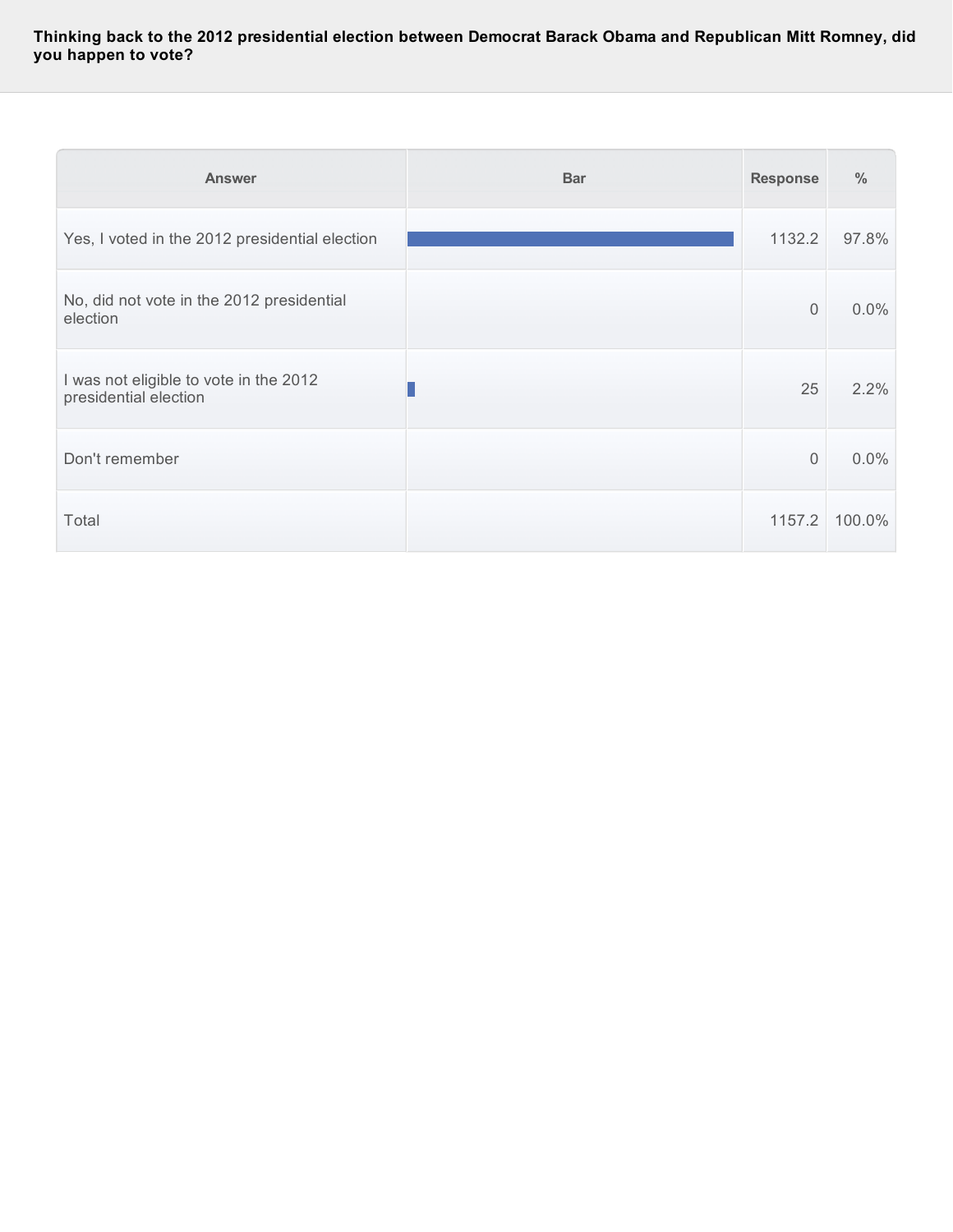**Thinking back to the 2012 presidential election between Democrat Barack Obama and Republican Mitt Romney, did you happen to vote?**

| Answer | Bar | Response | % |
|---|---|---|---|
| Yes, I voted in the 2012 presidential election | | 1132.2 | 97.8% |
| No, did not vote in the 2012 presidential election | | 0 | 0.0% |
| I was not eligible to vote in the 2012 presidential election | | 25 | 2.2% |
| Don't remember | | 0 | 0.0% |
| Total | | 1157.2 | 100.0% |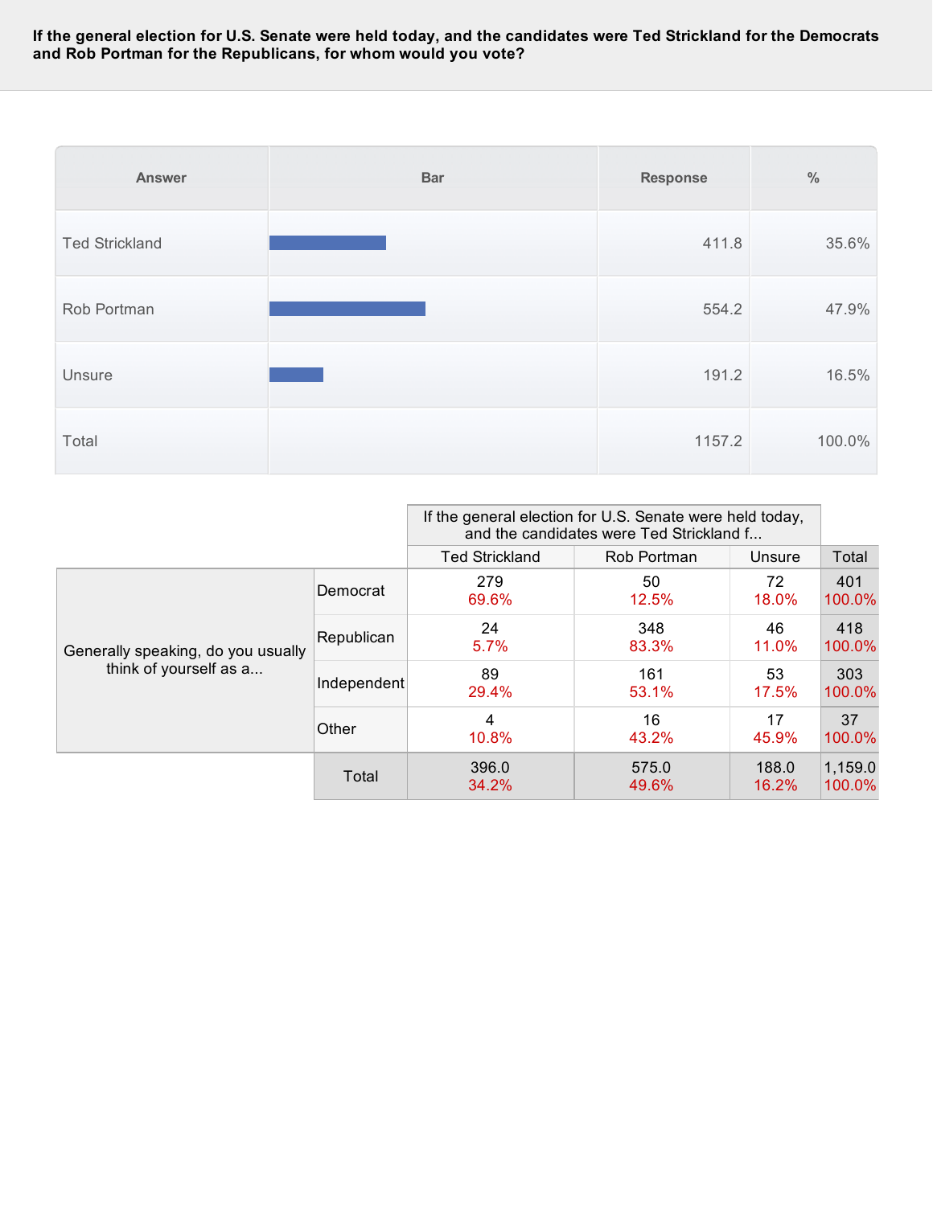**If the general election for U.S. Senate were held today, and the candidates were Ted Strickland for the Democrats and Rob Portman for the Republicans, for whom would you vote?**

| Answer | Bar | Response | % |
|---|---|---|---|
| Ted Strickland | | 411.8 | 35.6% |
| Rob Portman | | 554.2 | 47.9% |
| Unsure | | 191.2 | 16.5% |
| Total | | 1157.2 | 100.0% |

| | | If the general election for U.S. Senate were held today, and the candidates were Ted Strickland f... | | | |
|---|---|---|---|---|---|
| | | Ted Strickland | Rob Portman | Unsure | Total |
| Generally speaking, do you usually think of yourself as a... | Democrat | 279<br>69.6% | 50<br>12.5% | 72<br>18.0% | 401<br>100.0% |
| | Republican | 24<br>5.7% | 348<br>83.3% | 46<br>11.0% | 418<br>100.0% |
| | Independent | 89<br>29.4% | 161<br>53.1% | 53<br>17.5% | 303<br>100.0% |
| | Other | 4<br>10.8% | 16<br>43.2% | 17<br>45.9% | 37<br>100.0% |
| | Total | 396.0<br>34.2% | 575.0<br>49.6% | 188.0<br>16.2% | 1,159.0<br>100.0% |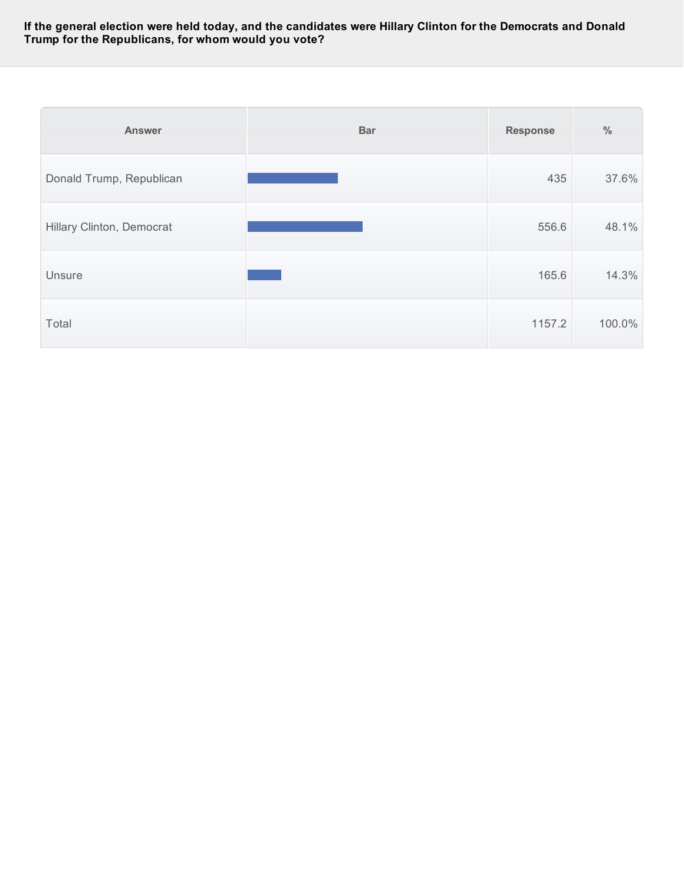**If the general election were held today, and the candidates were Hillary Clinton for the Democrats and Donald Trump for the Republicans, for whom would you vote?**

| Answer | Bar | Response | % |
|---|---|---|---|
| Donald Trump, Republican | | 435 | 37.6% |
| Hillary Clinton, Democrat | | 556.6 | 48.1% |
| Unsure | | 165.6 | 14.3% |
| Total | | 1157.2 | 100.0% |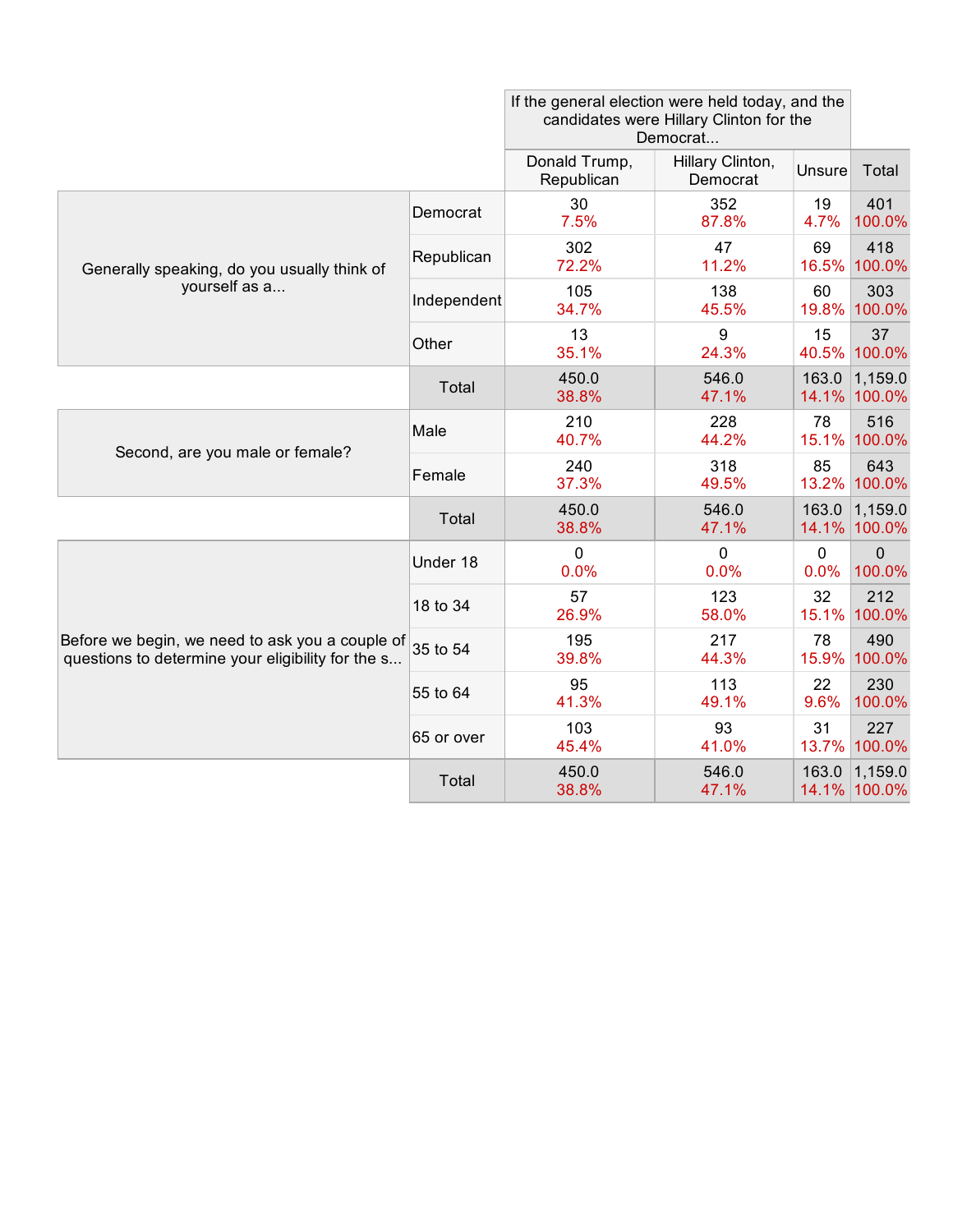| | | If the general election were held today, and the candidates were Hillary Clinton for the Democrat... | | | |
|---|---|---|---|---|---|
| | | Donald Trump, Republican | Hillary Clinton, Democrat | Unsure | Total |
| Generally speaking, do you usually think of yourself as a... | Democrat | 30<br>7.5% | 352<br>87.8% | 19<br>4.7% | 401<br>100.0% |
| | Republican | 302<br>72.2% | 47<br>11.2% | 69<br>16.5% | 418<br>100.0% |
| | Independent | 105<br>34.7% | 138<br>45.5% | 60<br>19.8% | 303<br>100.0% |
| | Other | 13<br>35.1% | 9<br>24.3% | 15<br>40.5% | 37<br>100.0% |
| | Total | 450.0<br>38.8% | 546.0<br>47.1% | 163.0<br>14.1% | 1,159.0<br>100.0% |
| Second, are you male or female? | Male | 210<br>40.7% | 228<br>44.2% | 78<br>15.1% | 516<br>100.0% |
| | Female | 240<br>37.3% | 318<br>49.5% | 85<br>13.2% | 643<br>100.0% |
| | Total | 450.0<br>38.8% | 546.0<br>47.1% | 163.0<br>14.1% | 1,159.0<br>100.0% |
| Before we begin, we need to ask you a couple of questions to determine your eligibility for the s... | Under 18 | 0<br>0.0% | 0<br>0.0% | 0<br>0.0% | 0<br>100.0% |
| | 18 to 34 | 57<br>26.9% | 123<br>58.0% | 32<br>15.1% | 212<br>100.0% |
| | 35 to 54 | 195<br>39.8% | 217<br>44.3% | 78<br>15.9% | 490<br>100.0% |
| | 55 to 64 | 95<br>41.3% | 113<br>49.1% | 22<br>9.6% | 230<br>100.0% |
| | 65 or over | 103<br>45.4% | 93<br>41.0% | 31<br>13.7% | 227<br>100.0% |
| | Total | 450.0<br>38.8% | 546.0<br>47.1% | 163.0<br>14.1% | 1,159.0<br>100.0% |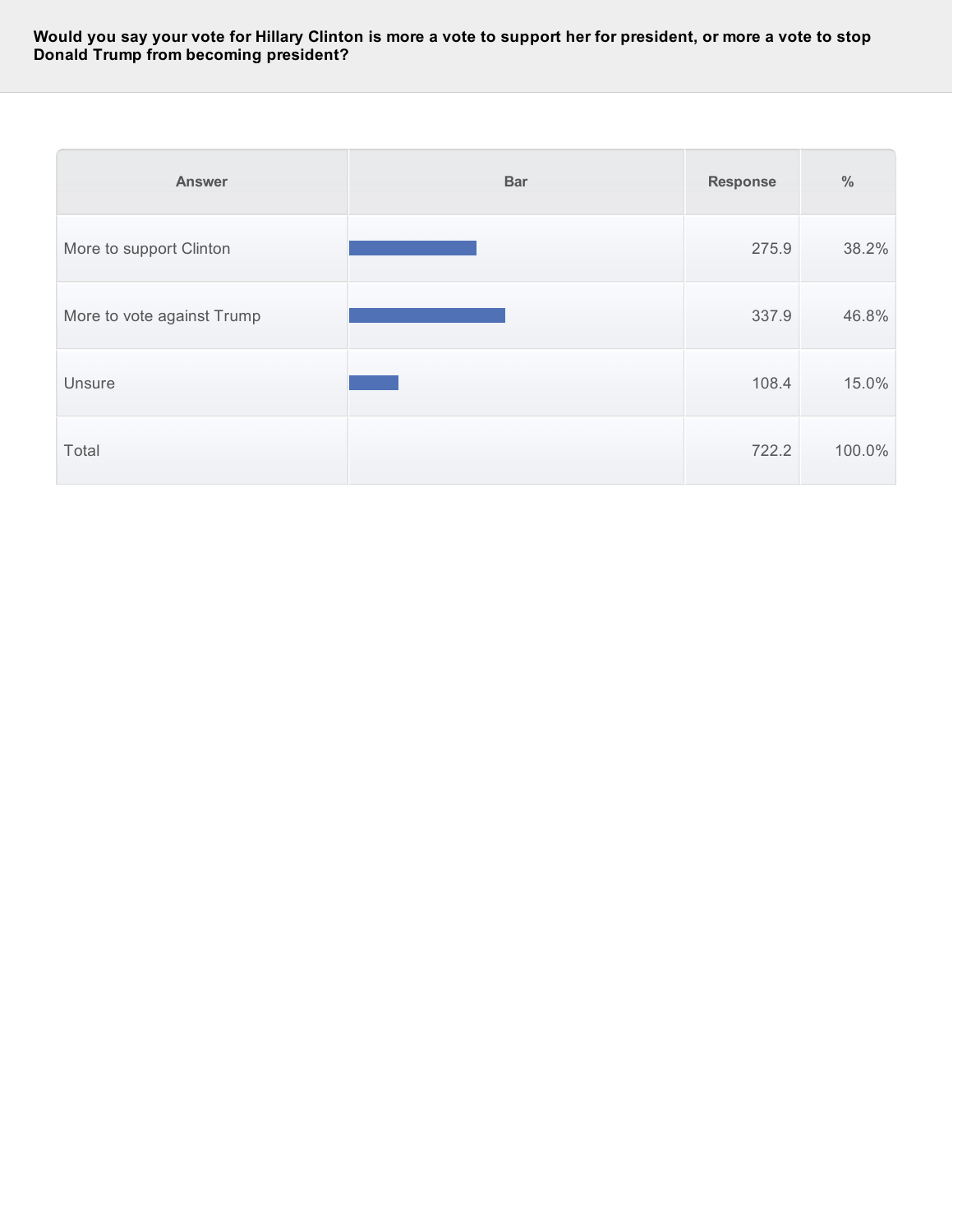**Would you say your vote for Hillary Clinton is more a vote to support her for president, or more a vote to stop Donald Trump from becoming president?**

| Answer | Bar | Response | % |
|---|---|---|---|
| More to support Clinton | | 275.9 | 38.2% |
| More to vote against Trump | | 337.9 | 46.8% |
| Unsure | | 108.4 | 15.0% |
| Total | | 722.2 | 100.0% |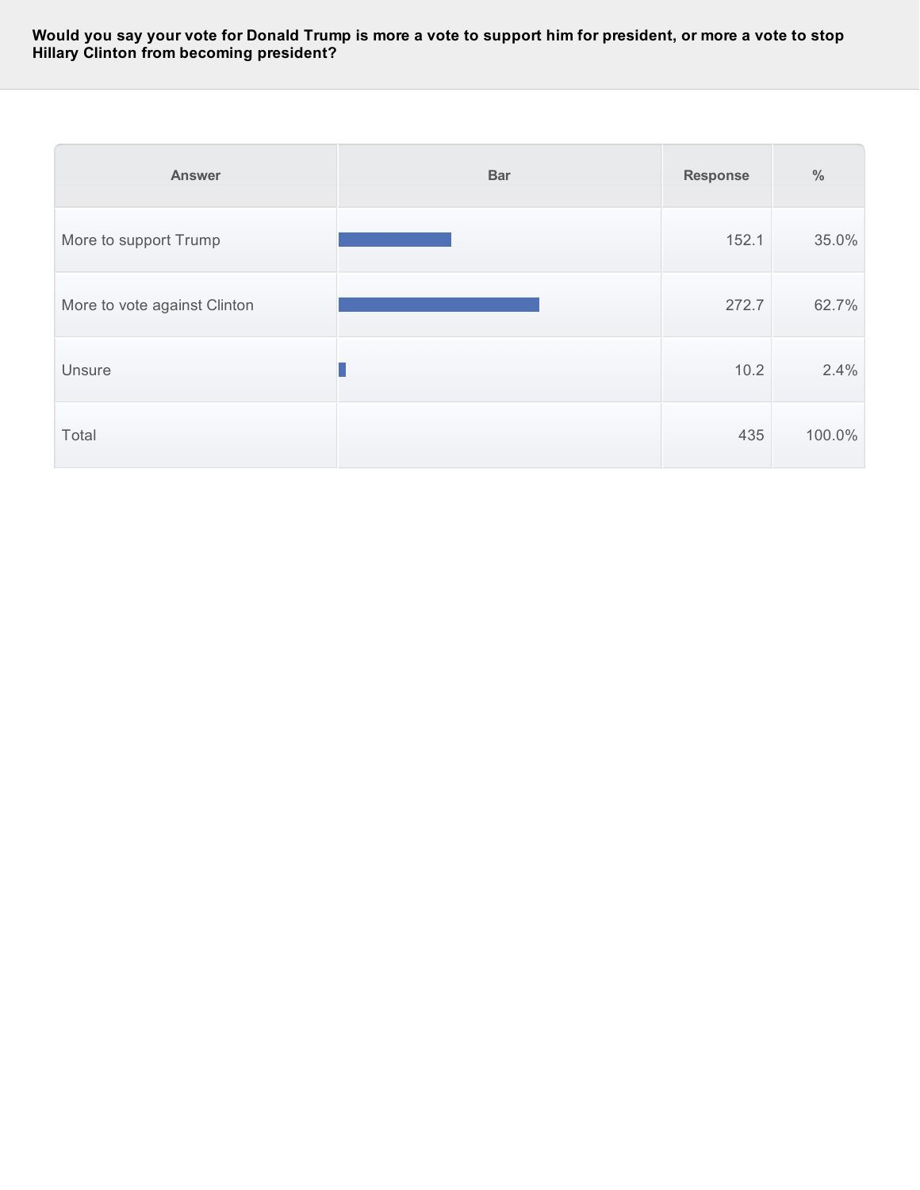**Would you say your vote for Donald Trump is more a vote to support him for president, or more a vote to stop Hillary Clinton from becoming president?**

| Answer | Bar | Response | % |
|---|---|---|---|
| More to support Trump | | 152.1 | 35.0% |
| More to vote against Clinton | | 272.7 | 62.7% |
| Unsure | | 10.2 | 2.4% |
| Total | | 435 | 100.0% |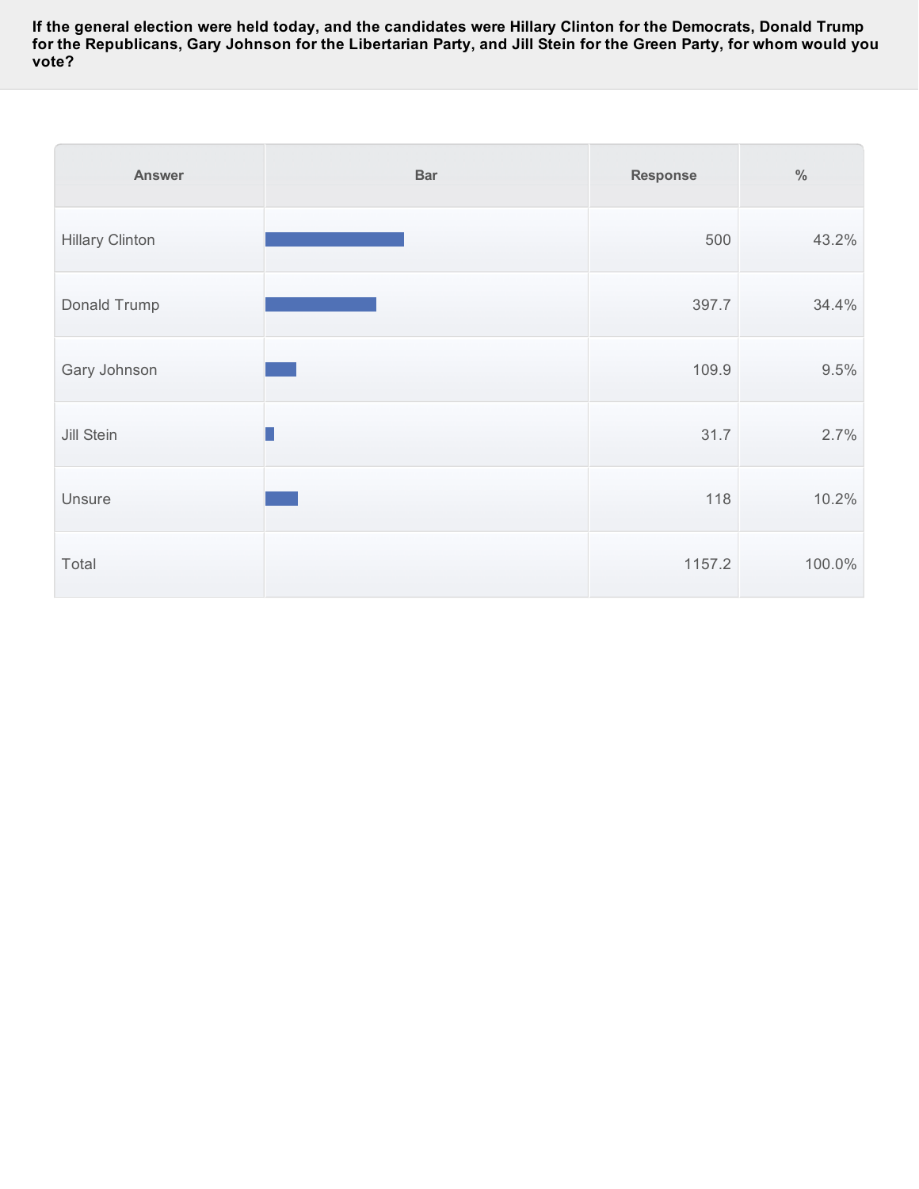**If the general election were held today, and the candidates were Hillary Clinton for the Democrats, Donald Trump for the Republicans, Gary Johnson for the Libertarian Party, and Jill Stein for the Green Party, for whom would you vote?**

| Answer | Bar | Response | % |
|---|---|---|---|
| Hillary Clinton | | 500 | 43.2% |
| Donald Trump | | 397.7 | 34.4% |
| Gary Johnson | | 109.9 | 9.5% |
| Jill Stein | | 31.7 | 2.7% |
| Unsure | | 118 | 10.2% |
| Total | | 1157.2 | 100.0% |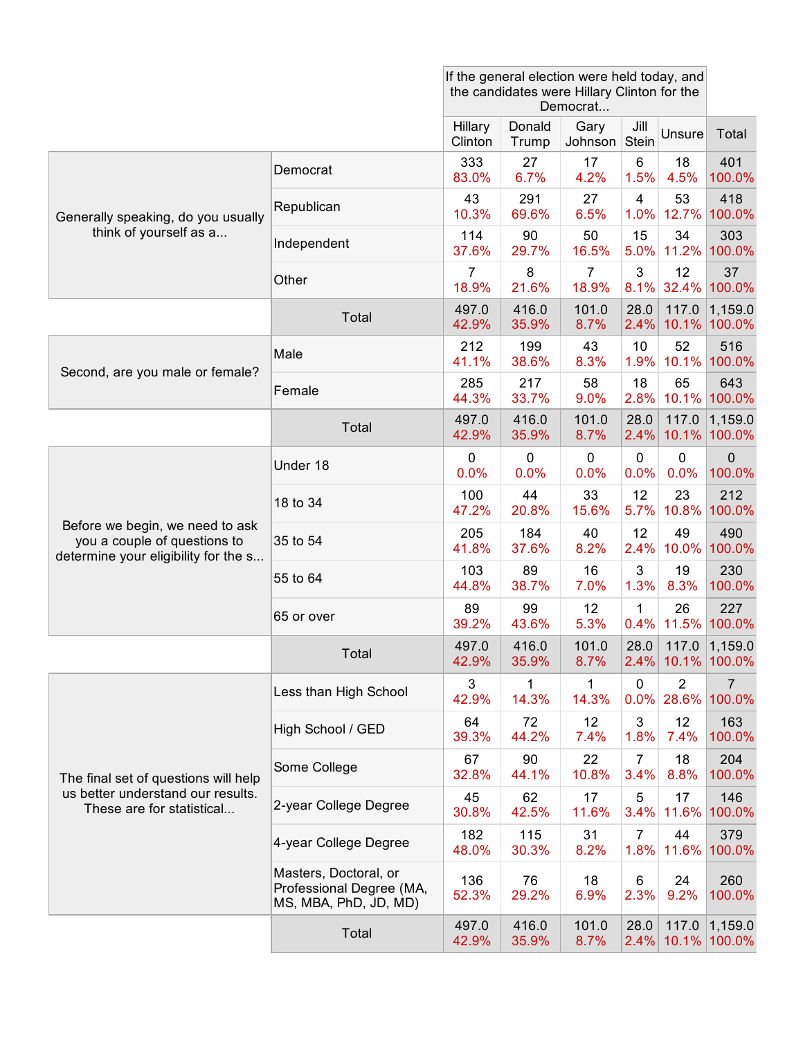| | | If the general election were held today, and the candidates were Hillary Clinton for the Democrat... | | | | | |
|---|---|---|---|---|---|---|---|
| | | Hillary Clinton | Donald Trump | Gary Johnson | Jill Stein | Unsure | Total |
| Generally speaking, do you usually think of yourself as a... | Democrat | 333<br>83.0% | 27<br>6.7% | 17<br>4.2% | 6<br>1.5% | 18<br>4.5% | 401<br>100.0% |
| | Republican | 43<br>10.3% | 291<br>69.6% | 27<br>6.5% | 4<br>1.0% | 53<br>12.7% | 418<br>100.0% |
| | Independent | 114<br>37.6% | 90<br>29.7% | 50<br>16.5% | 15<br>5.0% | 34<br>11.2% | 303<br>100.0% |
| | Other | 7<br>18.9% | 8<br>21.6% | 7<br>18.9% | 3<br>8.1% | 12<br>32.4% | 37<br>100.0% |
| | Total | 497.0<br>42.9% | 416.0<br>35.9% | 101.0<br>8.7% | 28.0<br>2.4% | 117.0<br>10.1% | 1,159.0<br>100.0% |
| Second, are you male or female? | Male | 212<br>41.1% | 199<br>38.6% | 43<br>8.3% | 10<br>1.9% | 52<br>10.1% | 516<br>100.0% |
| | Female | 285<br>44.3% | 217<br>33.7% | 58<br>9.0% | 18<br>2.8% | 65<br>10.1% | 643<br>100.0% |
| | Total | 497.0<br>42.9% | 416.0<br>35.9% | 101.0<br>8.7% | 28.0<br>2.4% | 117.0<br>10.1% | 1,159.0<br>100.0% |
| Before we begin, we need to ask you a couple of questions to determine your eligibility for the s... | Under 18 | 0<br>0.0% | 0<br>0.0% | 0<br>0.0% | 0<br>0.0% | 0<br>0.0% | 0<br>100.0% |
| | 18 to 34 | 100<br>47.2% | 44<br>20.8% | 33<br>15.6% | 12<br>5.7% | 23<br>10.8% | 212<br>100.0% |
| | 35 to 54 | 205<br>41.8% | 184<br>37.6% | 40<br>8.2% | 12<br>2.4% | 49<br>10.0% | 490<br>100.0% |
| | 55 to 64 | 103<br>44.8% | 89<br>38.7% | 16<br>7.0% | 3<br>1.3% | 19<br>8.3% | 230<br>100.0% |
| | 65 or over | 89<br>39.2% | 99<br>43.6% | 12<br>5.3% | 1<br>0.4% | 26<br>11.5% | 227<br>100.0% |
| | Total | 497.0<br>42.9% | 416.0<br>35.9% | 101.0<br>8.7% | 28.0<br>2.4% | 117.0<br>10.1% | 1,159.0<br>100.0% |
| The final set of questions will help us better understand our results. These are for statistical... | Less than High School | 3<br>42.9% | 1<br>14.3% | 1<br>14.3% | 0<br>0.0% | 2<br>28.6% | 7<br>100.0% |
| | High School / GED | 64<br>39.3% | 72<br>44.2% | 12<br>7.4% | 3<br>1.8% | 12<br>7.4% | 163<br>100.0% |
| | Some College | 67<br>32.8% | 90<br>44.1% | 22<br>10.8% | 7<br>3.4% | 18<br>8.8% | 204<br>100.0% |
| | 2-year College Degree | 45<br>30.8% | 62<br>42.5% | 17<br>11.6% | 5<br>3.4% | 17<br>11.6% | 146<br>100.0% |
| | 4-year College Degree | 182<br>48.0% | 115<br>30.3% | 31<br>8.2% | 7<br>1.8% | 44<br>11.6% | 379<br>100.0% |
| | Masters, Doctoral, or Professional Degree (MA, MS, MBA, PhD, JD, MD) | 136<br>52.3% | 76<br>29.2% | 18<br>6.9% | 6<br>2.3% | 24<br>9.2% | 260<br>100.0% |
| | Total | 497.0<br>42.9% | 416.0<br>35.9% | 101.0<br>8.7% | 28.0<br>2.4% | 117.0<br>10.1% | 1,159.0<br>100.0% |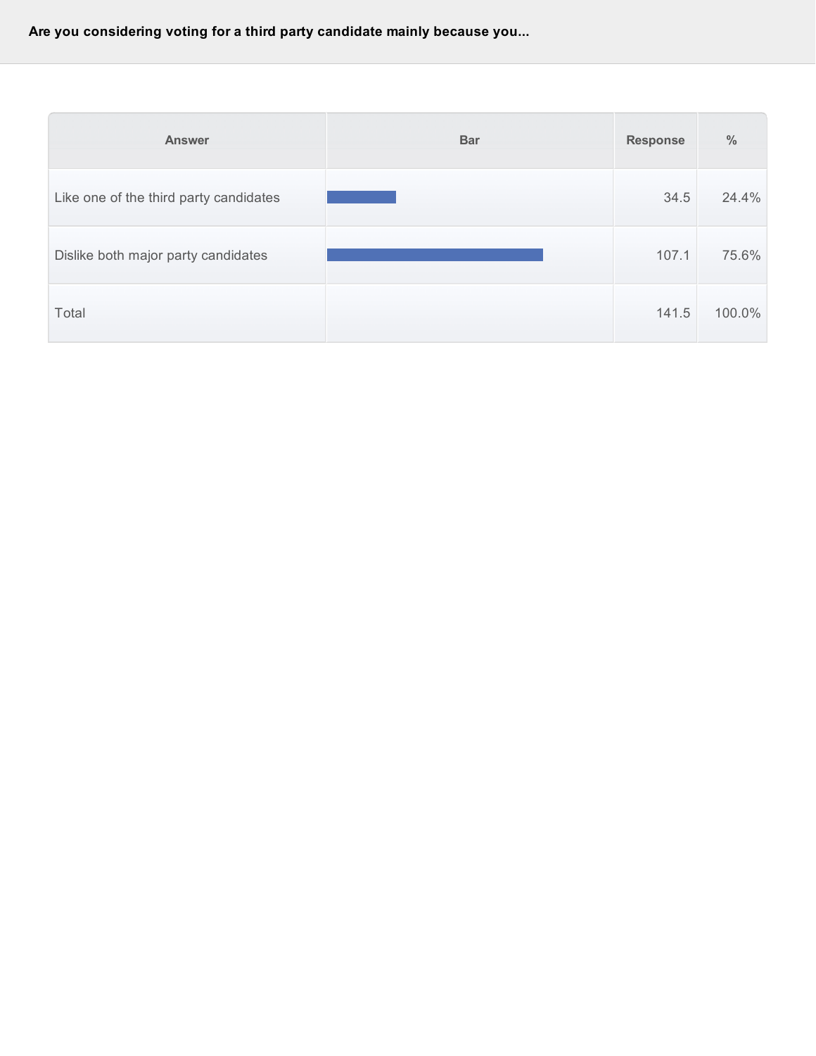**Are you considering voting for a third party candidate mainly because you...**

| Answer | Bar | Response | % |
|---|---|---|---|
| Like one of the third party candidates | | 34.5 | 24.4% |
| Dislike both major party candidates | | 107.1 | 75.6% |
| Total | | 141.5 | 100.0% |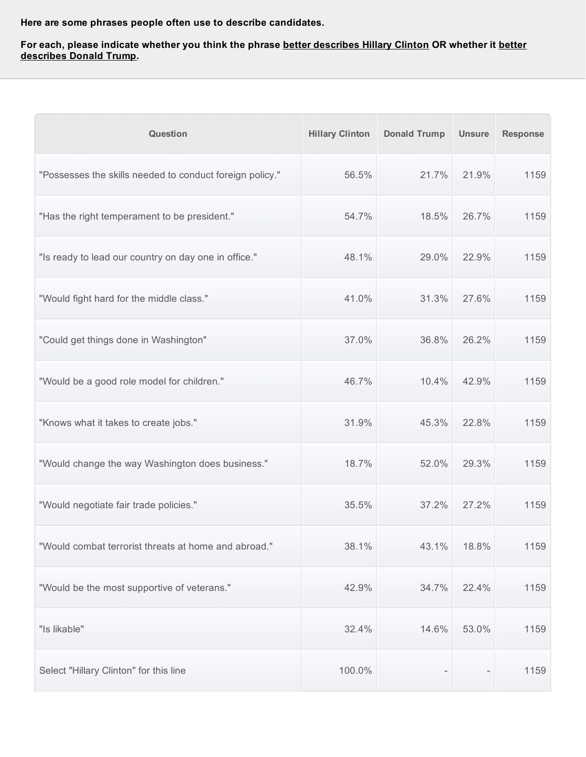**Here are some phrases people often use to describe candidates.**

**For each, please indicate whether you think the phrase better describes Hillary Clinton OR whether it better describes Donald Trump.**

| Question | Hillary Clinton | Donald Trump | Unsure | Response |
|---|---|---|---|---|
| "Possesses the skills needed to conduct foreign policy." | 56.5% | 21.7% | 21.9% | 1159 |
| "Has the right temperament to be president." | 54.7% | 18.5% | 26.7% | 1159 |
| "Is ready to lead our country on day one in office." | 48.1% | 29.0% | 22.9% | 1159 |
| "Would fight hard for the middle class." | 41.0% | 31.3% | 27.6% | 1159 |
| "Could get things done in Washington" | 37.0% | 36.8% | 26.2% | 1159 |
| "Would be a good role model for children." | 46.7% | 10.4% | 42.9% | 1159 |
| "Knows what it takes to create jobs." | 31.9% | 45.3% | 22.8% | 1159 |
| "Would change the way Washington does business." | 18.7% | 52.0% | 29.3% | 1159 |
| "Would negotiate fair trade policies." | 35.5% | 37.2% | 27.2% | 1159 |
| "Would combat terrorist threats at home and abroad." | 38.1% | 43.1% | 18.8% | 1159 |
| "Would be the most supportive of veterans." | 42.9% | 34.7% | 22.4% | 1159 |
| "Is likable" | 32.4% | 14.6% | 53.0% | 1159 |
| Select "Hillary Clinton" for this line | 100.0% | - | - | 1159 |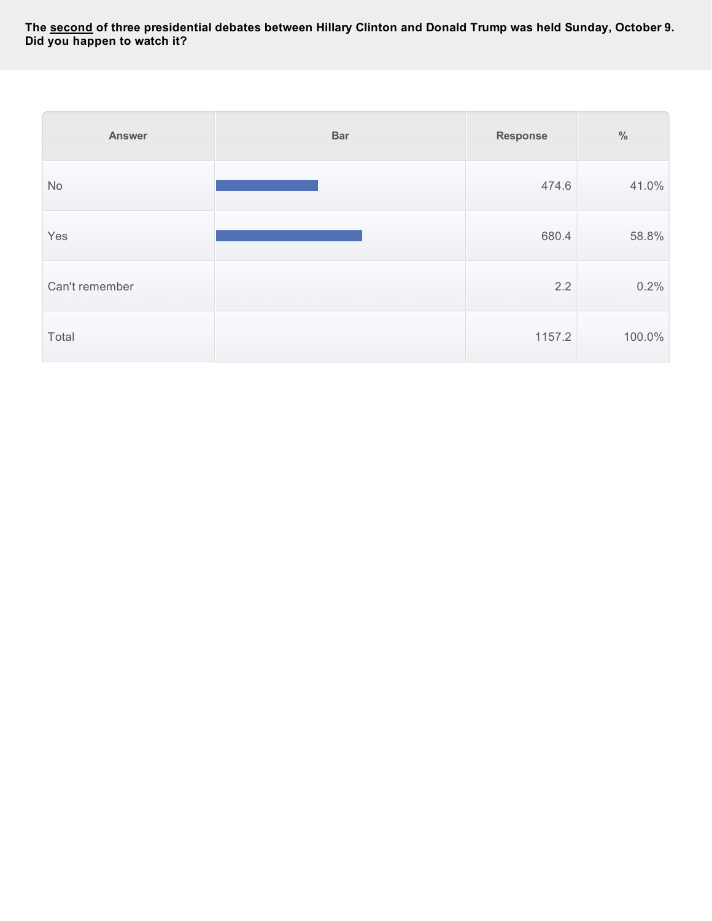**The <u>second</u> of three presidential debates between Hillary Clinton and Donald Trump was held Sunday, October 9. Did you happen to watch it?**

| Answer | Bar | Response | % |
|---|---|---|---|
| No | | 474.6 | 41.0% |
| Yes | | 680.4 | 58.8% |
| Can't remember | | 2.2 | 0.2% |
| Total | | 1157.2 | 100.0% |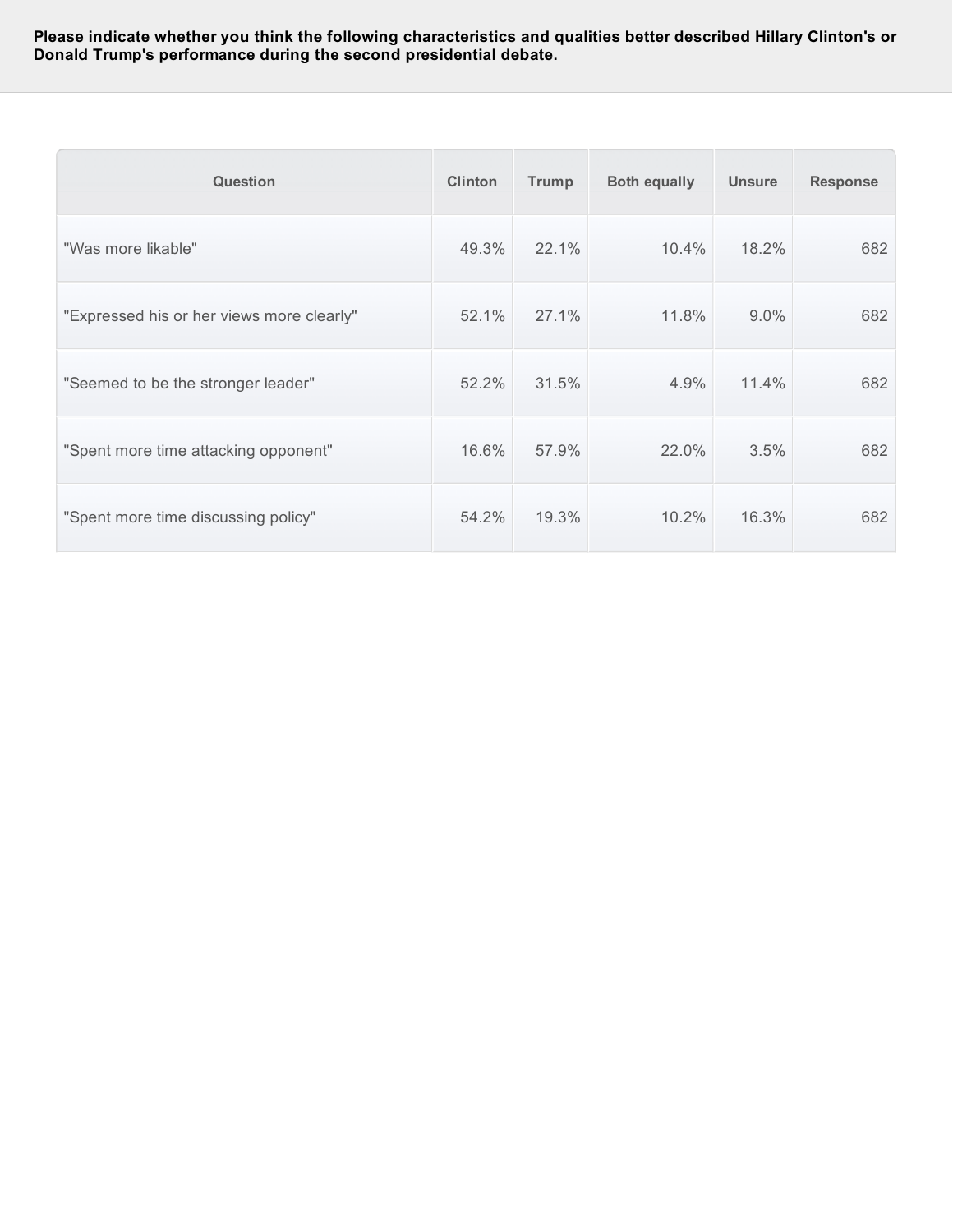**Please indicate whether you think the following characteristics and qualities better described Hillary Clinton's or Donald Trump's performance during the second presidential debate.**

| Question | Clinton | Trump | Both equally | Unsure | Response |
|---|---|---|---|---|---|
| "Was more likable" | 49.3% | 22.1% | 10.4% | 18.2% | 682 |
| "Expressed his or her views more clearly" | 52.1% | 27.1% | 11.8% | 9.0% | 682 |
| "Seemed to be the stronger leader" | 52.2% | 31.5% | 4.9% | 11.4% | 682 |
| "Spent more time attacking opponent" | 16.6% | 57.9% | 22.0% | 3.5% | 682 |
| "Spent more time discussing policy" | 54.2% | 19.3% | 10.2% | 16.3% | 682 |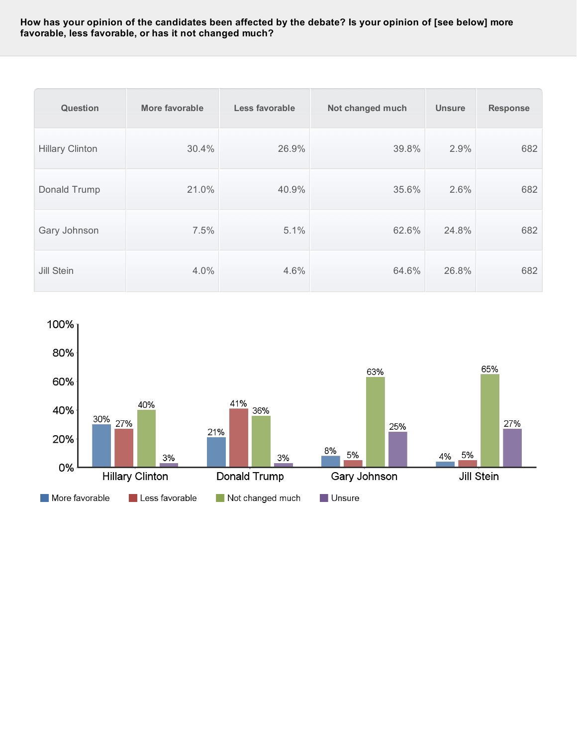**How has your opinion of the candidates been affected by the debate? Is your opinion of [see below] more favorable, less favorable, or has it not changed much?**

| Question | More favorable | Less favorable | Not changed much | Unsure | Response |
|---|---|---|---|---|---|
| Hillary Clinton | 30.4% | 26.9% | 39.8% | 2.9% | 682 |
| Donald Trump | 21.0% | 40.9% | 35.6% | 2.6% | 682 |
| Gary Johnson | 7.5% | 5.1% | 62.6% | 24.8% | 682 |
| Jill Stein | 4.0% | 4.6% | 64.6% | 26.8% | 682 |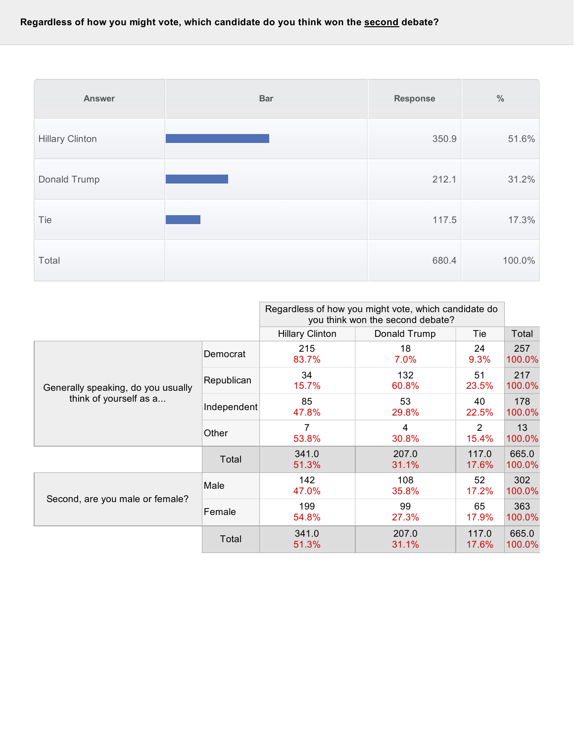**Regardless of how you might vote, which candidate do you think won the second debate?**

| Answer | Bar | Response | % |
|---|---|---|---|
| Hillary Clinton | | 350.9 | 51.6% |
| Donald Trump | | 212.1 | 31.2% |
| Tie | | 117.5 | 17.3% |
| Total | | 680.4 | 100.0% |

| | | Regardless of how you might vote, which candidate do you think won the second debate? | | | |
|---|---|---|---|---|---|
| | | Hillary Clinton | Donald Trump | Tie | Total |
| Generally speaking, do you usually think of yourself as a... | Democrat | 215<br>83.7% | 18<br>7.0% | 24<br>9.3% | 257<br>100.0% |
| | Republican | 34<br>15.7% | 132<br>60.8% | 51<br>23.5% | 217<br>100.0% |
| | Independent | 85<br>47.8% | 53<br>29.8% | 40<br>22.5% | 178<br>100.0% |
| | Other | 7<br>53.8% | 4<br>30.8% | 2<br>15.4% | 13<br>100.0% |
| | Total | 341.0<br>51.3% | 207.0<br>31.1% | 117.0<br>17.6% | 665.0<br>100.0% |
| Second, are you male or female? | Male | 142<br>47.0% | 108<br>35.8% | 52<br>17.2% | 302<br>100.0% |
| | Female | 199<br>54.8% | 99<br>27.3% | 65<br>17.9% | 363<br>100.0% |
| | Total | 341.0<br>51.3% | 207.0<br>31.1% | 117.0<br>17.6% | 665.0<br>100.0% |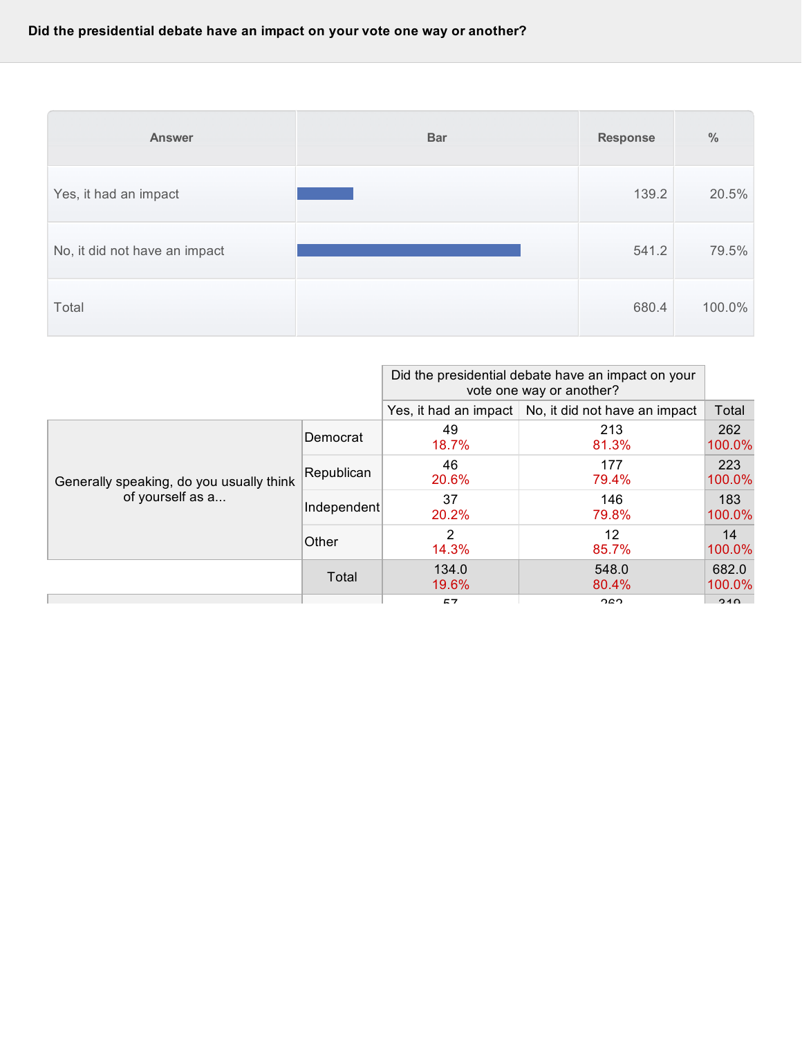**Did the presidential debate have an impact on your vote one way or another?**

| Answer | Bar | Response | % |
|---|---|---|---|
| Yes, it had an impact | | 139.2 | 20.5% |
| No, it did not have an impact | | 541.2 | 79.5% |
| Total | | 680.4 | 100.0% |

| | | Did the presidential debate have an impact on your vote one way or another? | | |
|---|---|---|---|---|
| | | Yes, it had an impact | No, it did not have an impact | Total |
| Generally speaking, do you usually think of yourself as a... | Democrat | 49<br>18.7% | 213<br>81.3% | 262<br>100.0% |
| | Republican | 46<br>20.6% | 177<br>79.4% | 223<br>100.0% |
| | Independent | 37<br>20.2% | 146<br>79.8% | 183<br>100.0% |
| | Other | 2<br>14.3% | 12<br>85.7% | 14<br>100.0% |
| | Total | 134.0<br>19.6% | 548.0<br>80.4% | 682.0<br>100.0% |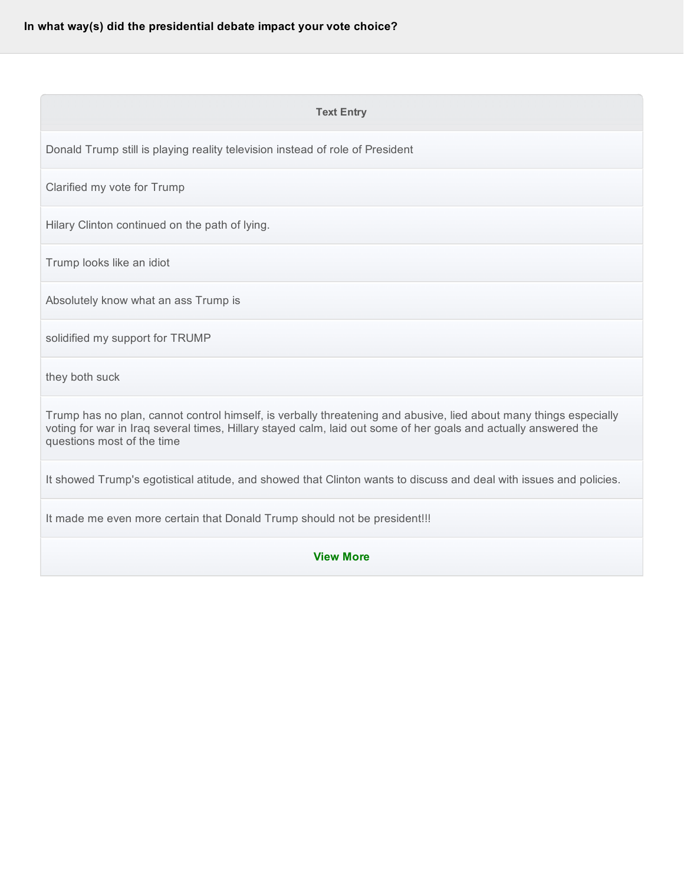**In what way(s) did the presidential debate impact your vote choice?**

| Text Entry |
| --- |
| Donald Trump still is playing reality television instead of role of President |
| Clarified my vote for Trump |
| Hilary Clinton continued on the path of lying. |
| Trump looks like an idiot |
| Absolutely know what an ass Trump is |
| solidified my support for TRUMP |
| they both suck |
| Trump has no plan, cannot control himself, is verbally threatening and abusive, lied about many things especially voting for war in Iraq several times, Hillary stayed calm, laid out some of her goals and actually answered the questions most of the time |
| It showed Trump's egotistical atitude, and showed that Clinton wants to discuss and deal with issues and policies. |
| It made me even more certain that Donald Trump should not be president!!! |
| **View More** |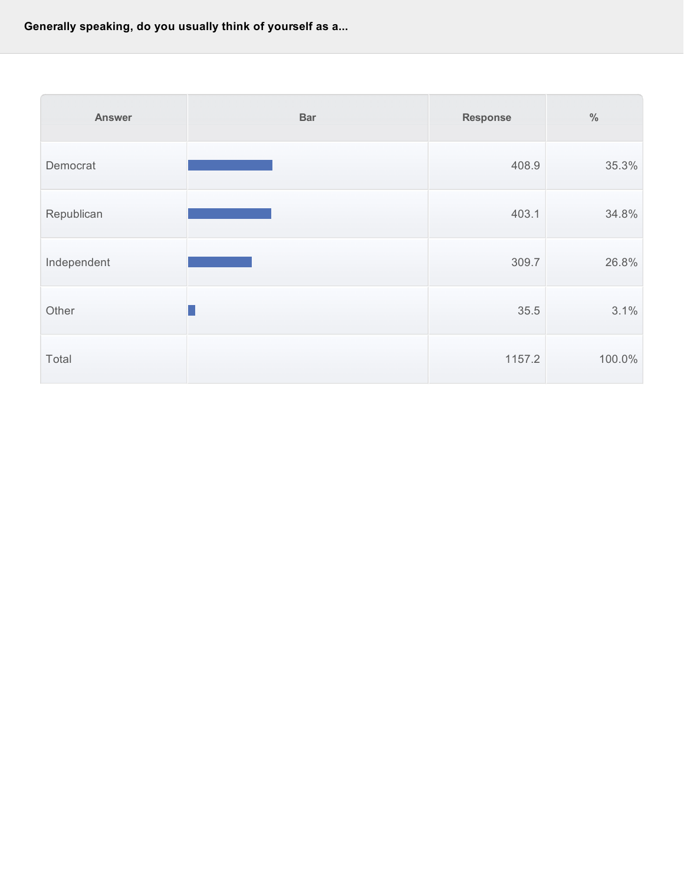**Generally speaking, do you usually think of yourself as a...**

| Answer | Bar | Response | % |
|---|---|---|---|
| Democrat | | 408.9 | 35.3% |
| Republican | | 403.1 | 34.8% |
| Independent | | 309.7 | 26.8% |
| Other | | 35.5 | 3.1% |
| Total | | 1157.2 | 100.0% |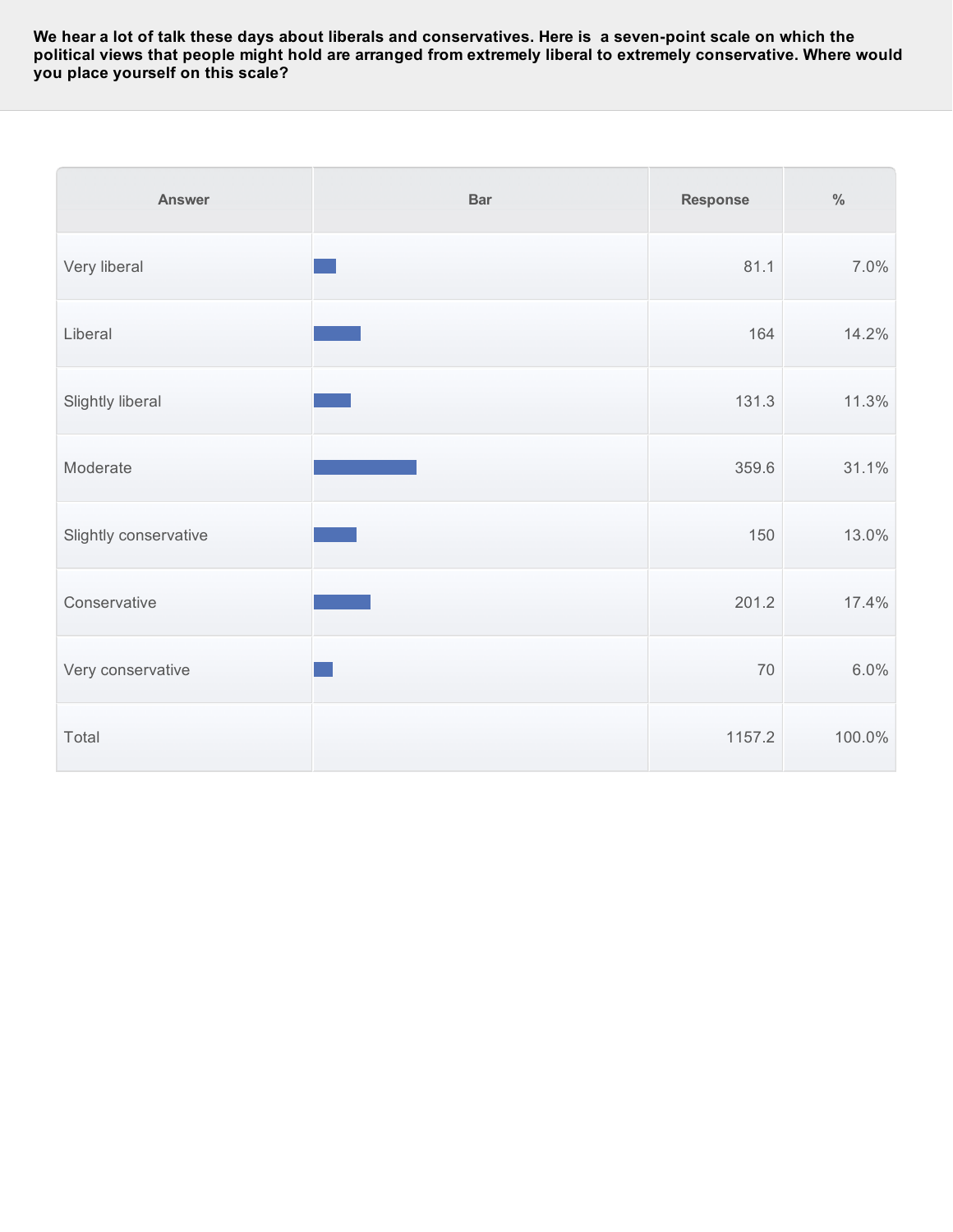**We hear a lot of talk these days about liberals and conservatives. Here is a seven-point scale on which the political views that people might hold are arranged from extremely liberal to extremely conservative. Where would you place yourself on this scale?**

| Answer | Bar | Response | % |
| --- | --- | --- | --- |
| Very liberal | | 81.1 | 7.0% |
| Liberal | | 164 | 14.2% |
| Slightly liberal | | 131.3 | 11.3% |
| Moderate | | 359.6 | 31.1% |
| Slightly conservative | | 150 | 13.0% |
| Conservative | | 201.2 | 17.4% |
| Very conservative | | 70 | 6.0% |
| Total | | 1157.2 | 100.0% |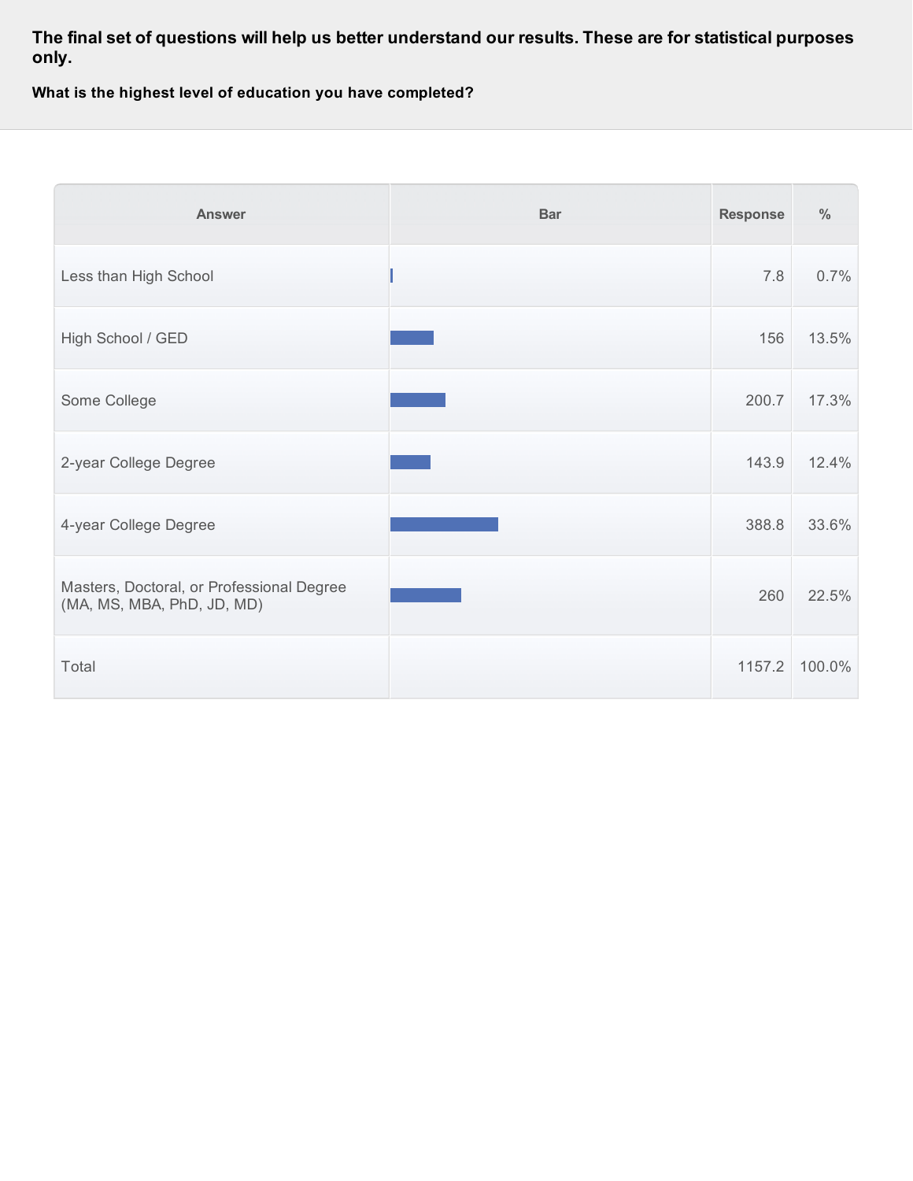**The final set of questions will help us better understand our results. These are for statistical purposes only.**

**What is the highest level of education you have completed?**

| Answer | Bar | Response | % |
| --- | --- | --- | --- |
| Less than High School | | 7.8 | 0.7% |
| High School / GED | | 156 | 13.5% |
| Some College | | 200.7 | 17.3% |
| 2-year College Degree | | 143.9 | 12.4% |
| 4-year College Degree | | 388.8 | 33.6% |
| Masters, Doctoral, or Professional Degree (MA, MS, MBA, PhD, JD, MD) | | 260 | 22.5% |
| Total | | 1157.2 | 100.0% |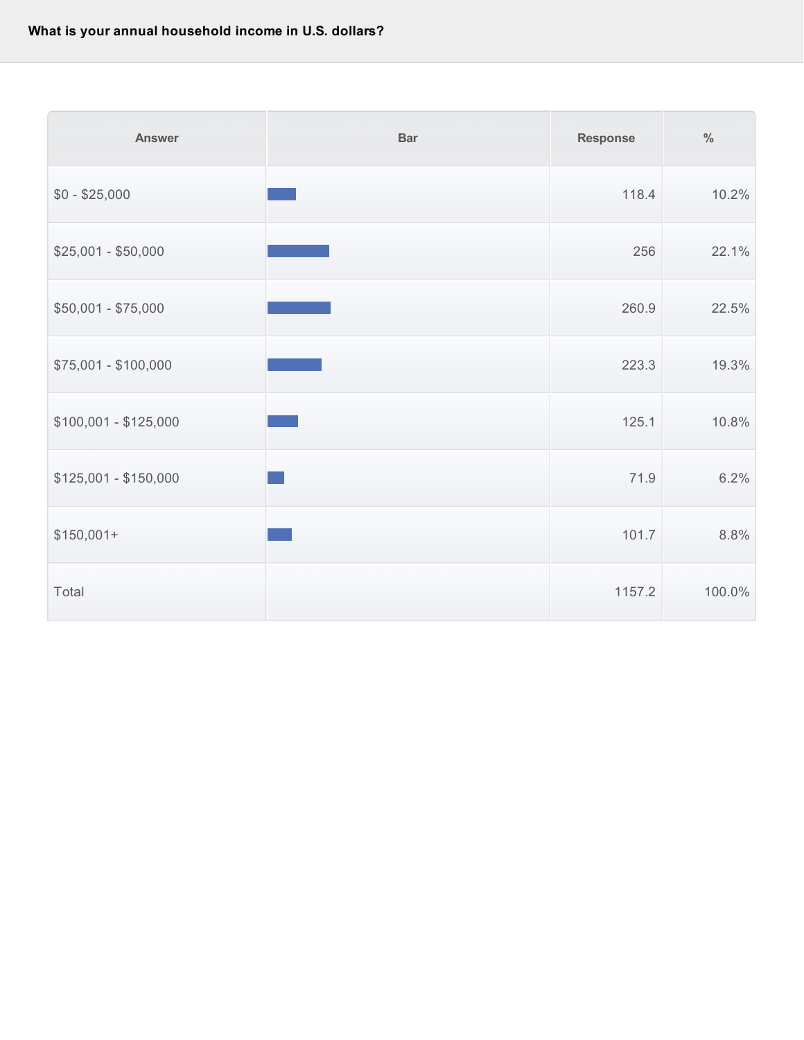**What is your annual household income in U.S. dollars?**

| Answer | Bar | Response | % |
|---|---|---|---|
| $0 - $25,000 | | 118.4 | 10.2% |
| $25,001 - $50,000 | | 256 | 22.1% |
| $50,001 - $75,000 | | 260.9 | 22.5% |
| $75,001 - $100,000 | | 223.3 | 19.3% |
| $100,001 - $125,000 | | 125.1 | 10.8% |
| $125,001 - $150,000 | | 71.9 | 6.2% |
| $150,001+ | | 101.7 | 8.8% |
| Total | | 1157.2 | 100.0% |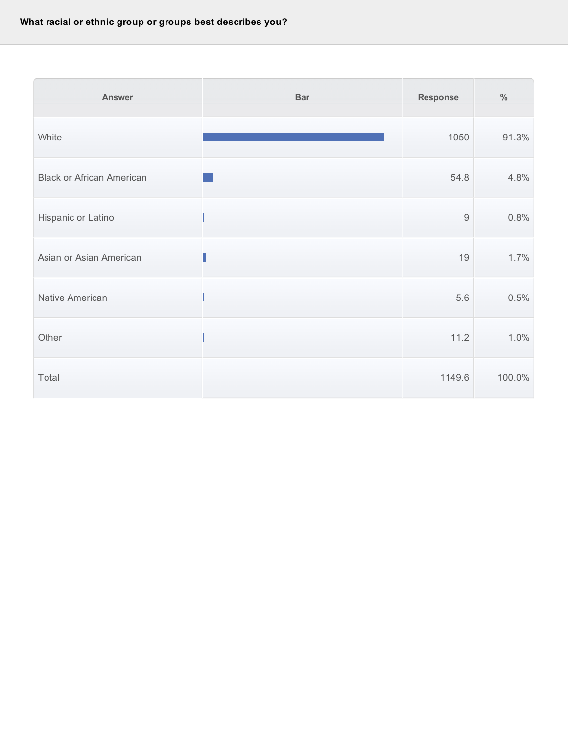**What racial or ethnic group or groups best describes you?**

| Answer | Bar | Response | % |
|---|---|---|---|
| White | | 1050 | 91.3% |
| Black or African American | | 54.8 | 4.8% |
| Hispanic or Latino | | 9 | 0.8% |
| Asian or Asian American | | 19 | 1.7% |
| Native American | | 5.6 | 0.5% |
| Other | | 11.2 | 1.0% |
| Total | | 1149.6 | 100.0% |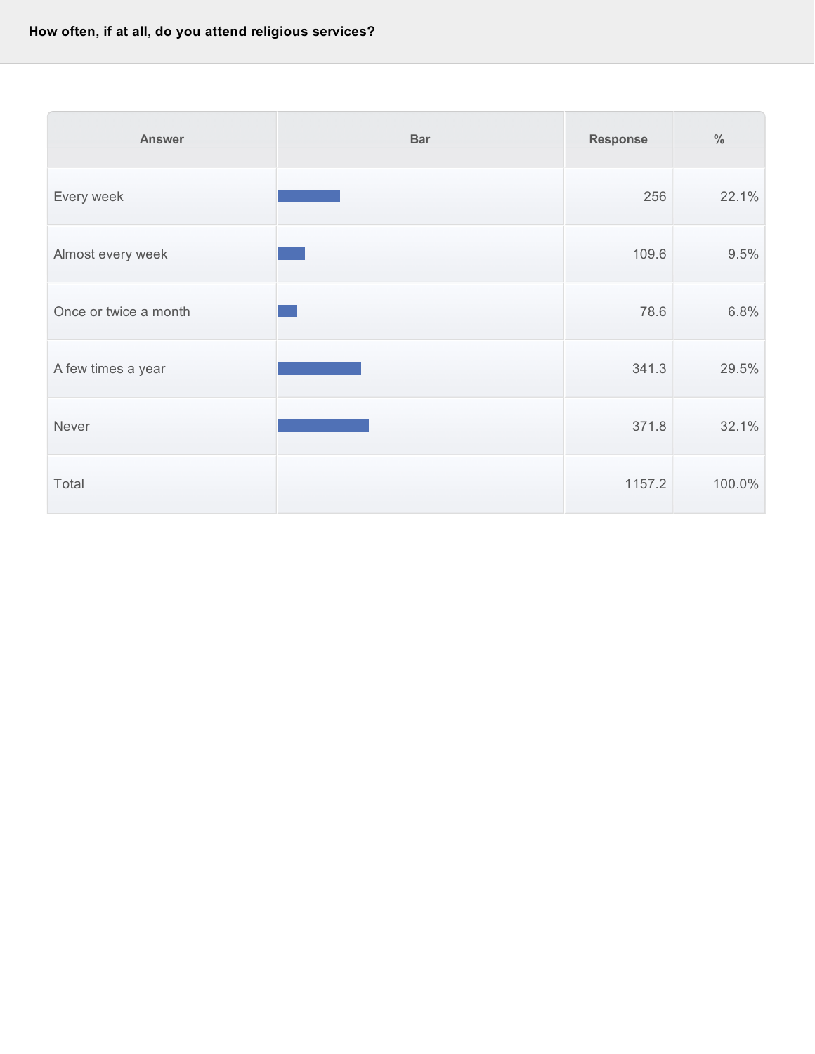**How often, if at all, do you attend religious services?**

| Answer | Bar | Response | % |
|---|---|---|---|
| Every week | | 256 | 22.1% |
| Almost every week | | 109.6 | 9.5% |
| Once or twice a month | | 78.6 | 6.8% |
| A few times a year | | 341.3 | 29.5% |
| Never | | 371.8 | 32.1% |
| Total | | 1157.2 | 100.0% |